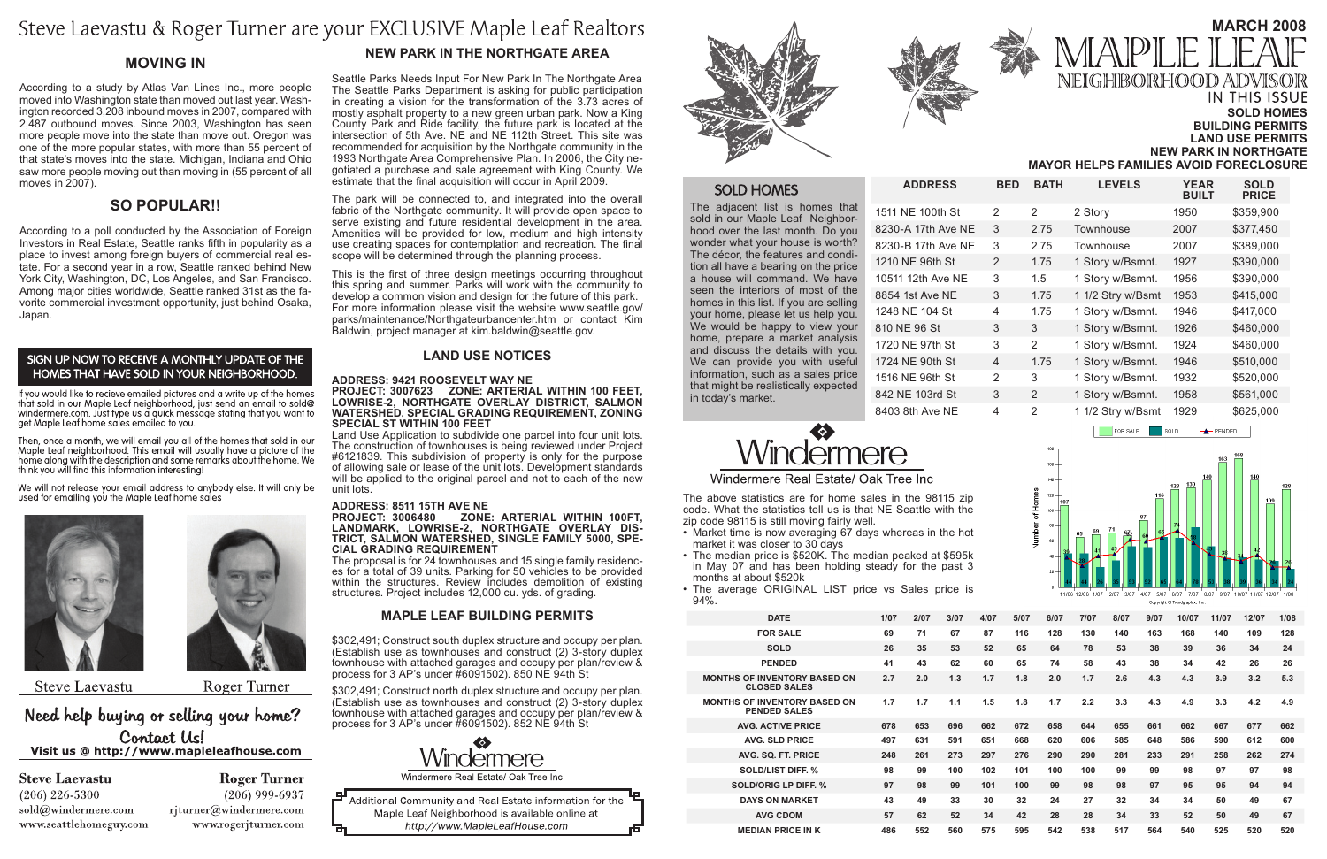# Steve Laevastu & Roger Turner are your EXCLUSIVE Maple Leaf Realtors

## MOVING IN

According to a study by Atlas Van Lines Inc., more people moved into Washington state than moved out last year. Washington recorded 3,208 inbound moves in 2007, compared with 2,487 outbound moves. Since 2003, Washington has seen more people move into the state than move out. Oregon was one of the more popular states, with more than 55 percent of that state's moves into the state. Michigan, Indiana and Ohio saw more people moving out than moving in (55 percent of all moves in 2007).

## SO POPULAR!!

According to a poll conducted by the Association of Foreign Investors in Real Estate, Seattle ranks fifth in popularity as a place to invest among foreign buyers of commercial real estate. For a second year in a row, Seattle ranked behind New York City, Washington, DC, Los Angeles, and San Francisco. Among major cities worldwide, Seattle ranked 31st as the favorite commercial investment opportunity, just behind Osaka, Japan.

### SIGN UP NOW TO RECEIVE A MONTHLY UPDATE OF THE HOMES THAT HAVE SOLD IN YOUR NEIGHBORHOOD.

If you would like to recieve emailed pictures and a write up of the homes that sold in our Maple Leaf neighborhood, just send an email to sold@windermere.com. Just type us a quick message stating that you want to get Maple Leaf home sales emailed to you.

Then, once a month, we will email you all of the homes that sold in our Maple Leaf neighborhood. This email will usually have a picture of the home along with the description and some remarks about the home. We think you will find this information interesting!

We will not release your email address to anybody else. It will only be used for emailing you the Maple Leaf home sales

Steve Laevastu | Roger Turner

## Need help buying or selling your home? Contact Us!

**Visit us @ http://www.mapleleafhouse.com**

**Steve Laevastu**
(206) 226-5300
sold@windermere.com
www.seattlehomeguy.com

**Roger Turner**
(206) 999-6937
rjturner@windermere.com
www.rogerjturner.com

## NEW PARK IN THE NORTHGATE AREA

Seattle Parks Needs Input For New Park In The Northgate Area The Seattle Parks Department is asking for public participation in creating a vision for the transformation of the 3.73 acres of mostly asphalt property to a new green urban park. Now a King County Park and Ride facility, the future park is located at the intersection of 5th Ave. NE and NE 112th Street. This site was recommended for acquisition by the Northgate community in the 1993 Northgate Area Comprehensive Plan. In 2006, the City negotiated a purchase and sale agreement with King County. We estimate that the final acquisition will occur in April 2009.

The park will be connected to, and integrated into the overall fabric of the Northgate community. It will provide open space to serve existing and future residential development in the area. Amenities will be provided for low, medium and high intensity use creating spaces for contemplation and recreation. The final scope will be determined through the planning process.

This is the first of three design meetings occurring throughout this spring and summer. Parks will work with the community to develop a common vision and design for the future of this park. For more information please visit the website www.seattle.gov/parks/maintenance/Northgateurbancenter.htm or contact Kim Baldwin, project manager at kim.baldwin@seattle.gov.

## LAND USE NOTICES

**ADDRESS: 9421 ROOSEVELT WAY NE**
**PROJECT: 3007623 ZONE: ARTERIAL WITHIN 100 FEET, LOWRISE-2, NORTHGATE OVERLAY DISTRICT, SALMON WATERSHED, SPECIAL GRADING REQUIREMENT, ZONING SPECIAL ST WITHIN 100 FEET**

Land Use Application to subdivide one parcel into four unit lots. The construction of townhouses is being reviewed under Project #6121839. This subdivision of property is only for the purpose of allowing sale or lease of the unit lots. Development standards will be applied to the original parcel and not to each of the new unit lots.

**ADDRESS: 8511 15TH AVE NE**
**PROJECT: 3006480 ZONE: ARTERIAL WITHIN 100FT, LANDMARK, LOWRISE-2, NORTHGATE OVERLAY DISTRICT, SALMON WATERSHED, SINGLE FAMILY 5000, SPECIAL GRADING REQUIREMENT**

The proposal is for 24 townhouses and 15 single family residences for a total of 39 units. Parking for 50 vehicles to be provided within the structures. Review includes demolition of existing structures. Project includes 12,000 cu. yds. of grading.

## MAPLE LEAF BUILDING PERMITS

$302,491; Construct south duplex structure and occupy per plan. (Establish use as townhouses and construct (2) 3-story duplex townhouse with attached garages and occupy per plan/review & process for 3 AP's under #6091502). 850 NE 94th St

$302,491; Construct north duplex structure and occupy per plan. (Establish use as townhouses and construct (2) 3-story duplex townhouse with attached garages and occupy per plan/review & process for 3 AP's under #6091502). 852 NE 94th St

Windermere Real Estate/ Oak Tree Inc

Additional Community and Real Estate information for the Maple Leaf Neighborhood is available online at *http://www.MapleLeafHouse.com*

# MARCH 2008
# MAPLE LEAF NEIGHBORHOOD ADVISOR

**IN THIS ISSUE**
**SOLD HOMES**
**BUILDING PERMITS**
**LAND USE PERMITS**
**NEW PARK IN NORTHGATE**
**MAYOR HELPS FAMILIES AVOID FORECLOSURE**

## SOLD HOMES

The adjacent list is homes that sold in our Maple Leaf Neighborhood over the last month. Do you wonder what your house is worth? The décor, the features and condition all have a bearing on the price a house will command. We have seen the interiors of most of the homes in this list. If you are selling your home, please let us help you. We would be happy to view your home, prepare a market analysis and discuss the details with you. We can provide you with useful information, such as a sales price that might be realistically expected in today's market.

| ADDRESS | BED | BATH | LEVELS | YEAR BUILT | SOLD PRICE |
|---|---|---|---|---|---|
| 1511 NE 100th St | 2 | 2 | 2 Story | 1950 | $359,900 |
| 8230-A 17th Ave NE | 3 | 2.75 | Townhouse | 2007 | $377,450 |
| 8230-B 17th Ave NE | 3 | 2.75 | Townhouse | 2007 | $389,000 |
| 1210 NE 96th St | 2 | 1.75 | 1 Story w/Bsmnt. | 1927 | $390,000 |
| 10511 12th Ave NE | 3 | 1.5 | 1 Story w/Bsmnt. | 1956 | $390,000 |
| 8854 1st Ave NE | 3 | 1.75 | 1 1/2 Stry w/Bsmt | 1953 | $415,000 |
| 1248 NE 104 St | 4 | 1.75 | 1 Story w/Bsmnt. | 1946 | $417,000 |
| 810 NE 96 St | 3 | 3 | 1 Story w/Bsmnt. | 1926 | $460,000 |
| 1720 NE 97th St | 3 | 2 | 1 Story w/Bsmnt. | 1924 | $460,000 |
| 1724 NE 90th St | 4 | 1.75 | 1 Story w/Bsmnt. | 1946 | $510,000 |
| 1516 NE 96th St | 2 | 3 | 1 Story w/Bsmnt. | 1932 | $520,000 |
| 842 NE 103rd St | 3 | 2 | 1 Story w/Bsmnt. | 1958 | $561,000 |
| 8403 8th Ave NE | 4 | 2 | 1 1/2 Stry w/Bsmt | 1929 | $625,000 |

Windermere Real Estate/ Oak Tree Inc

The above statistics are for home sales in the 98115 zip code. What the statistics tell us is that NE Seattle with the zip code 98115 is still moving fairly well.

- Market time is now averaging 67 days whereas in the hot market it was closer to 30 days
- The median price is $520K. The median peaked at $595k in May 07 and has been holding steady for the past 3 months at about $520k
- The average ORIGINAL LIST price vs Sales price is 94%.

| DATE | 1/07 | 2/07 | 3/07 | 4/07 | 5/07 | 6/07 | 7/07 | 8/07 | 9/07 | 10/07 | 11/07 | 12/07 | 1/08 |
|---|---|---|---|---|---|---|---|---|---|---|---|---|---|
| FOR SALE | 69 | 71 | 67 | 87 | 116 | 128 | 130 | 140 | 163 | 168 | 140 | 109 | 128 |
| SOLD | 26 | 35 | 53 | 52 | 65 | 64 | 78 | 53 | 38 | 39 | 36 | 34 | 24 |
| PENDED | 41 | 43 | 62 | 60 | 65 | 74 | 58 | 43 | 38 | 34 | 42 | 26 | 26 |
| MONTHS OF INVENTORY BASED ON CLOSED SALES | 2.7 | 2.0 | 1.3 | 1.7 | 1.8 | 2.0 | 1.7 | 2.6 | 4.3 | 4.3 | 3.9 | 3.2 | 5.3 |
| MONTHS OF INVENTORY BASED ON PENDED SALES | 1.7 | 1.7 | 1.1 | 1.5 | 1.8 | 1.7 | 2.2 | 3.3 | 4.3 | 4.9 | 3.3 | 4.2 | 4.9 |
| AVG. ACTIVE PRICE | 678 | 653 | 696 | 662 | 672 | 658 | 644 | 655 | 661 | 662 | 667 | 677 | 662 |
| AVG. SLD PRICE | 497 | 631 | 591 | 651 | 668 | 620 | 606 | 585 | 648 | 586 | 590 | 612 | 600 |
| AVG. SQ. FT. PRICE | 248 | 261 | 273 | 297 | 276 | 290 | 290 | 281 | 233 | 291 | 258 | 262 | 274 |
| SOLD/LIST DIFF. % | 98 | 99 | 100 | 102 | 101 | 100 | 100 | 99 | 99 | 98 | 97 | 97 | 98 |
| SOLD/ORIG LP DIFF. % | 97 | 98 | 99 | 101 | 100 | 99 | 98 | 98 | 97 | 95 | 95 | 94 | 94 |
| DAYS ON MARKET | 43 | 49 | 33 | 30 | 32 | 24 | 27 | 32 | 34 | 34 | 50 | 49 | 67 |
| AVG CDOM | 57 | 62 | 52 | 34 | 42 | 28 | 28 | 34 | 33 | 52 | 50 | 49 | 67 |
| MEDIAN PRICE IN K | 486 | 552 | 560 | 575 | 595 | 542 | 538 | 517 | 564 | 540 | 525 | 520 | 520 |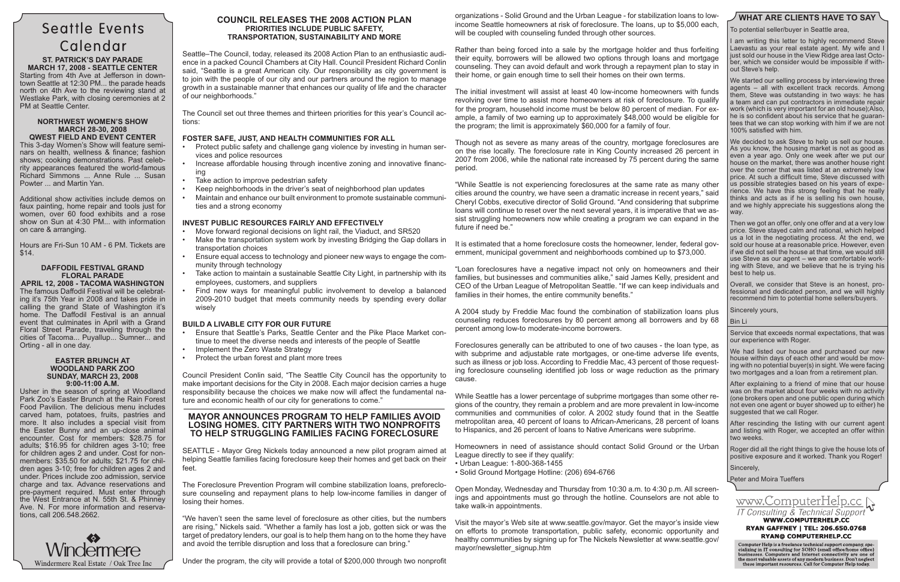# Seattle Events Calendar

### ST. PATRICK'S DAY PARADE
### MARCH 17, 2008 - SEATTLE CENTER

Starting from 4th Ave at Jefferson in downtown Seattle at 12:30 PM... the parade heads north on 4th Ave to the reviewing stand at Westlake Park, with closing ceremonies at 2 PM at Seattle Center.

### NORTHWEST WOMEN'S SHOW
### MARCH 28-30, 2008
### QWEST FIELD AND EVENT CENTER

This 3-day Women's Show will feature seminars on health, wellness & finance; fashion shows; cooking demonstrations. Past celebrity appearances featured the world-famous Richard Simmons ... Anne Rule ... Susan Powter ... and Martin Yan.

Additional show activities include demos on faux painting, home repair and tools just for women, over 60 food exhibits and a rose show on Sun at 4:30 PM... with information on care & arranging.

Hours are Fri-Sun 10 AM - 6 PM. Tickets are $14.

### DAFFODIL FESTIVAL GRAND FLORAL PARADE
### APRIL 12, 2008 - TACOMA WASHINGTON

The famous Daffodil Festival will be celebrating it's 75th Year in 2008 and takes pride in calling the grand State of Washington it's home. The Daffodil Festival is an annual event that culminates in April with a Grand Floral Street Parade, traveling through the cities of Tacoma... Puyallup... Sumner... and Orting - all in one day.

### EASTER BRUNCH AT WOODLAND PARK ZOO
### SUNDAY, MARCH 23, 2008
### 9:00-11:00 A.M.

Usher in the season of spring at Woodland Park Zoo's Easter Brunch at the Rain Forest Food Pavilion. The delicious menu includes carved ham, potatoes, fruits, pastries and more. It also includes a special visit from the Easter Bunny and an up-close animal encounter. Cost for members: $28.75 for adults; $16.95 for children ages 3-10; free for children ages 2 and under. Cost for nonmembers: $35.50 for adults; $21.75 for children ages 3-10; free for children ages 2 and under. Prices include zoo admission, service charge and tax. Advance reservations and pre-payment required. Must enter through the West Entrance at N. 55th St. & Phinney Ave. N. For more information and reservations, call 206.548.2662.

Windermere

Windermere Real Estate / Oak Tree Inc

## COUNCIL RELEASES THE 2008 ACTION PLAN
### PRIORITIES INCLUDE PUBLIC SAFETY, TRANSPORTATION, SUSTAINABILITY AND MORE

Seattle–The Council, today, released its 2008 Action Plan to an enthusiastic audience in a packed Council Chambers at City Hall. Council President Richard Conlin said, "Seattle is a great American city. Our responsibility as city government is to join with the people of our city and our partners around the region to manage growth in a sustainable manner that enhances our quality of life and the character of our neighborhoods."

The Council set out three themes and thirteen priorities for this year's Council actions:

**FOSTER SAFE, JUST, AND HEALTH COMMUNITIES FOR ALL**

- Protect public safety and challenge gang violence by investing in human services and police resources
- Increase affordable housing through incentive zoning and innovative financing
- Take action to improve pedestrian safety
- Keep neighborhoods in the driver's seat of neighborhood plan updates
- Maintain and enhance our built environment to promote sustainable communities and a strong economy

**INVEST PUBLIC RESOURCES FAIRLY AND EFFECTIVELY**

- Move forward regional decisions on light rail, the Viaduct, and SR520
- Make the transportation system work by investing Bridging the Gap dollars in transportation choices
- Ensure equal access to technology and pioneer new ways to engage the community through technology
- Take action to maintain a sustainable Seattle City Light, in partnership with its employees, customers, and suppliers
- Find new ways for meaningful public involvement to develop a balanced 2009-2010 budget that meets community needs by spending every dollar wisely

**BUILD A LIVABLE CITY FOR OUR FUTURE**

- Ensure that Seattle's Parks, Seattle Center and the Pike Place Market continue to meet the diverse needs and interests of the people of Seattle
- Implement the Zero Waste Strategy
- Protect the urban forest and plant more trees

Council President Conlin said, "The Seattle City Council has the opportunity to make important decisions for the City in 2008. Each major decision carries a huge responsibility because the choices we make now will affect the fundamental nature and economic health of our city for generations to come."

## MAYOR ANNOUNCES PROGRAM TO HELP FAMILIES AVOID LOSING HOMES. CITY PARTNERS WITH TWO NONPROFITS TO HELP STRUGGLING FAMILIES FACING FORECLOSURE

SEATTLE - Mayor Greg Nickels today announced a new pilot program aimed at helping Seattle families facing foreclosure keep their homes and get back on their feet.

The Foreclosure Prevention Program will combine stabilization loans, preforeclosure counseling and repayment plans to help low-income families in danger of losing their homes.

"We haven't seen the same level of foreclosure as other cities, but the numbers are rising," Nickels said. "Whether a family has lost a job, gotten sick or was the target of predatory lenders, our goal is to help them hang on to the home they have and avoid the terrible disruption and loss that a foreclosure can bring."

Under the program, the city will provide a total of $200,000 through two nonprofit organizations - Solid Ground and the Urban League - for stabilization loans to low-income Seattle homeowners at risk of foreclosure. The loans, up to $5,000 each, will be coupled with counseling funded through other sources.

Rather than being forced into a sale by the mortgage holder and thus forfeiting their equity, borrowers will be allowed two options through loans and mortgage counseling. They can avoid default and work through a repayment plan to stay in their home, or gain enough time to sell their homes on their own terms.

The initial investment will assist at least 40 low-income homeowners with funds revolving over time to assist more homeowners at risk of foreclosure. To qualify for the program, household income must be below 80 percent of median. For example, a family of two earning up to approximately $48,000 would be eligible for the program; the limit is approximately $60,000 for a family of four.

Though not as severe as many areas of the country, mortgage foreclosures are on the rise locally. The foreclosure rate in King County increased 26 percent in 2007 from 2006, while the national rate increased by 75 percent during the same period.

"While Seattle is not experiencing foreclosures at the same rate as many other cities around the country, we have seen a dramatic increase in recent years," said Cheryl Cobbs, executive director of Solid Ground. "And considering that subprime loans will continue to reset over the next several years, it is imperative that we assist struggling homeowners now while creating a program we can expand in the future if need be."

It is estimated that a home foreclosure costs the homeowner, lender, federal government, municipal government and neighborhoods combined up to $73,000.

"Loan foreclosures have a negative impact not only on homeowners and their families, but businesses and communities alike," said James Kelly, president and CEO of the Urban League of Metropolitan Seattle. "If we can keep individuals and families in their homes, the entire community benefits."

A 2004 study by Freddie Mac found the combination of stabilization loans plus counseling reduces foreclosures by 80 percent among all borrowers and by 68 percent among low-to moderate-income borrowers.

Foreclosures generally can be attributed to one of two causes - the loan type, as with subprime and adjustable rate mortgages, or one-time adverse life events, such as illness or job loss. According to Freddie Mac, 43 percent of those requesting foreclosure counseling identified job loss or wage reduction as the primary cause.

While Seattle has a lower percentage of subprime mortgages than some other regions of the country, they remain a problem and are more prevalent in low-income communities and communities of color. A 2002 study found that in the Seattle metropolitan area, 40 percent of loans to African-Americans, 28 percent of loans to Hispanics, and 26 percent of loans to Native Americans were subprime.

Homeowners in need of assistance should contact Solid Ground or the Urban League directly to see if they qualify:

- Urban League: 1-800-368-1455
- Solid Ground Mortgage Hotline: (206) 694-6766

Open Monday, Wednesday and Thursday from 10:30 a.m. to 4:30 p.m. All screenings and appointments must go through the hotline. Counselors are not able to take walk-in appointments.

Visit the mayor's Web site at www.seattle.gov/mayor. Get the mayor's inside view on efforts to promote transportation, public safety, economic opportunity and healthy communities by signing up for The Nickels Newsletter at www.seattle.gov/mayor/newsletter_signup.htm

## WHAT ARE CLIENTS HAVE TO SAY

To potential seller/buyer in Seattle area,

I am writing this letter to highly recommend Steve Laevastu as your real estate agent. My wife and I just sold our house in the View Ridge area last October, which we consider would be impossible if without Steve's help.

We started our selling process by interviewing three agents – all with excellent track records. Among them, Steve was outstanding in two ways: he has a team and can put contractors in immediate repair work (which is very important for an old house);Also, he is so confident about his service that he guarantees that we can stop working with him if we are not 100% satisfied with him.

We decided to ask Steve to help us sell our house. As you know, the housing market is not as good as even a year ago. Only one week after we put our house on the market, there was another house right over the corner that was listed at an extremely low price. At such a difficult time, Steve discussed with us possible strategies based on his years of experience. We have this strong feeling that he really thinks and acts as if he is selling his own house, and we highly appreciate his suggestions along the way.

Then we got an offer, only one offer and at a very low price. Steve stayed calm and rational, which helped us a lot in the negotiating process. At the end, we sold our house at a reasonable price. However, even if we did not sell the house at that time, we would still use Steve as our agent – we are comfortable working with Steve, and we believe that he is trying his best to help us.

Overall, we consider that Steve is an honest, professional and dedicated person, and we will highly recommend him to potential home sellers/buyers.

Sincerely yours,

Bin Li

Service that exceeds normal expectations, that was our experience with Roger.

We had listed our house and purchased our new house within days of each other and would be moving with no potential buyer(s) in sight. We were facing two mortgages and a loan from a retirement plan.

After explaining to a friend of mine that our house was on the market about four weeks with no activity (one brokers open and one public open during which not even one agent or buyer showed up to either) he suggested that we call Roger.

After rescinding the listing with our current agent and listing with Roger, we accepted an offer within two weeks.

Roger did all the right things to give the house lots of positive exposure and it worked. Thank you Roger!

Sincerely,

Peter and Moira Tueffers

www.ComputerHelp.cc

*IT Consulting & Technical Support*

**WWW.COMPUTERHELP.CC**

**RYAN GAFFNEY | TEL: 206.650.0768**

**RYAN@ COMPUTERHELP.CC**

Computer Help is a freelance technical support company, specializing in IT consulting for SOHO (small office/home office) businesses. Computers and Internet connectivity are one of the most valuable assets of any modern business. Don't neglect these important resources. Call for Computer Help today.